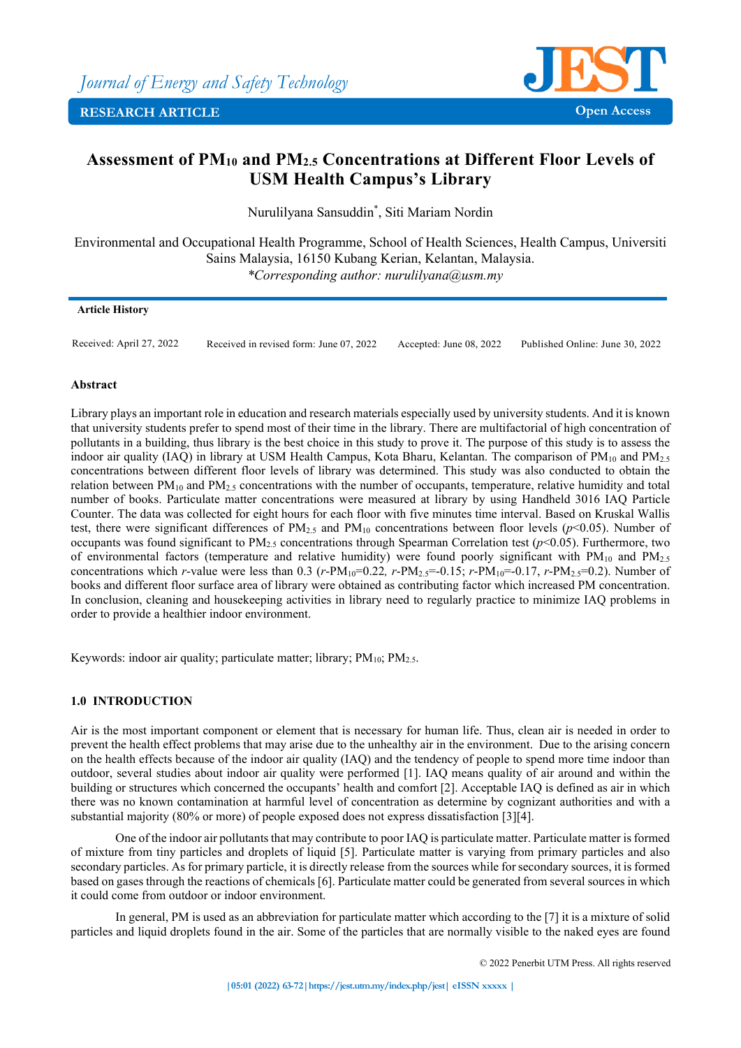# Assessment of $PM_{10}$ and $PM_{2.5}$ Concentrations at Different Floor Levels of USM Health Campus's Library

Nurulilyana Sansuddin*, Siti Mariam Nordin

Environmental and Occupational Health Programme, School of Health Sciences, Health Campus, Universiti Sains Malaysia, 16150 Kubang Kerian, Kelantan, Malaysia.
*\*Corresponding author: nurulilyana@usm.my*

**Article History**

Received: April 27, 2022 Received in revised form: June 07, 2022 Accepted: June 08, 2022 Published Online: June 30, 2022

## Abstract

Library plays an important role in education and research materials especially used by university students. And it is known that university students prefer to spend most of their time in the library. There are multifactorial of high concentration of pollutants in a building, thus library is the best choice in this study to prove it. The purpose of this study is to assess the indoor air quality (IAQ) in library at USM Health Campus, Kota Bharu, Kelantan. The comparison of $PM_{10}$ and $PM_{2.5}$ concentrations between different floor levels of library was determined. This study was also conducted to obtain the relation between $PM_{10}$ and $PM_{2.5}$ concentrations with the number of occupants, temperature, relative humidity and total number of books. Particulate matter concentrations were measured at library by using Handheld 3016 IAQ Particle Counter. The data was collected for eight hours for each floor with five minutes time interval. Based on Kruskal Wallis test, there were significant differences of $PM_{2.5}$ and $PM_{10}$ concentrations between floor levels ($p<0.05$). Number of occupants was found significant to $PM_{2.5}$ concentrations through Spearman Correlation test ($p<0.05$). Furthermore, two of environmental factors (temperature and relative humidity) were found poorly significant with $PM_{10}$ and $PM_{2.5}$ concentrations which $r$-value were less than 0.3 ($r$-$PM_{10}$=0.22, $r$-$PM_{2.5}$=-0.15; $r$-$PM_{10}$=-0.17, $r$-$PM_{2.5}$=0.2). Number of books and different floor surface area of library were obtained as contributing factor which increased PM concentration. In conclusion, cleaning and housekeeping activities in library need to regularly practice to minimize IAQ problems in order to provide a healthier indoor environment.

Keywords: indoor air quality; particulate matter; library; $PM_{10}$; $PM_{2.5}$.

## 1.0 INTRODUCTION

Air is the most important component or element that is necessary for human life. Thus, clean air is needed in order to prevent the health effect problems that may arise due to the unhealthy air in the environment. Due to the arising concern on the health effects because of the indoor air quality (IAQ) and the tendency of people to spend more time indoor than outdoor, several studies about indoor air quality were performed [1]. IAQ means quality of air around and within the building or structures which concerned the occupants' health and comfort [2]. Acceptable IAQ is defined as air in which there was no known contamination at harmful level of concentration as determine by cognizant authorities and with a substantial majority (80% or more) of people exposed does not express dissatisfaction [3][4].

One of the indoor air pollutants that may contribute to poor IAQ is particulate matter. Particulate matter is formed of mixture from tiny particles and droplets of liquid [5]. Particulate matter is varying from primary particles and also secondary particles. As for primary particle, it is directly release from the sources while for secondary sources, it is formed based on gases through the reactions of chemicals [6]. Particulate matter could be generated from several sources in which it could come from outdoor or indoor environment.

In general, PM is used as an abbreviation for particulate matter which according to the [7] it is a mixture of solid particles and liquid droplets found in the air. Some of the particles that are normally visible to the naked eyes are found

© 2022 Penerbit UTM Press. All rights reserved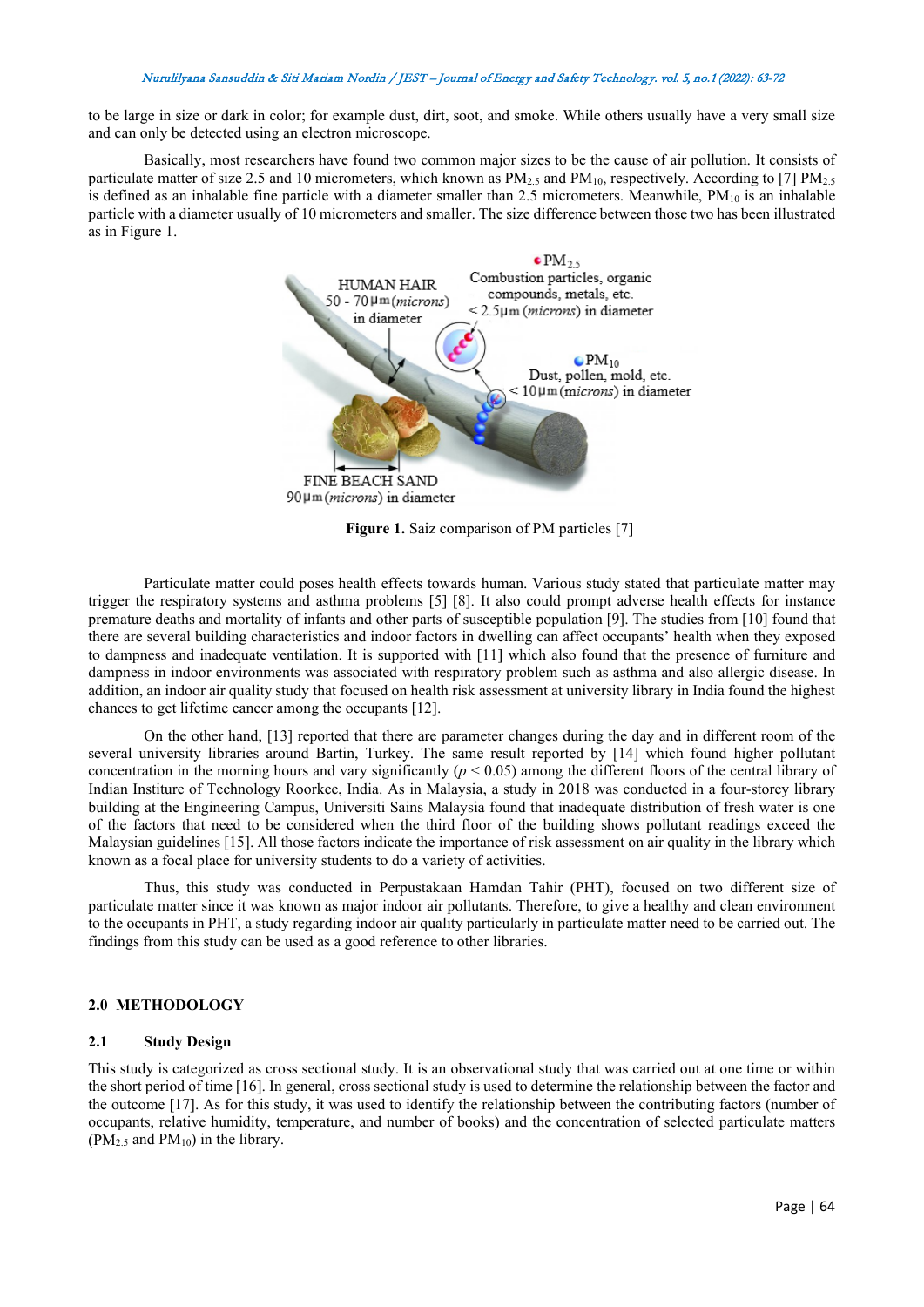to be large in size or dark in color; for example dust, dirt, soot, and smoke. While others usually have a very small size and can only be detected using an electron microscope.

Basically, most researchers have found two common major sizes to be the cause of air pollution. It consists of particulate matter of size 2.5 and 10 micrometers, which known as $PM_{2.5}$ and $PM_{10}$, respectively. According to [7] $PM_{2.5}$ is defined as an inhalable fine particle with a diameter smaller than 2.5 micrometers. Meanwhile, $PM_{10}$ is an inhalable particle with a diameter usually of 10 micrometers and smaller. The size difference between those two has been illustrated as in Figure 1.

**Figure 1.** Saiz comparison of PM particles [7]

Particulate matter could poses health effects towards human. Various study stated that particulate matter may trigger the respiratory systems and asthma problems [5] [8]. It also could prompt adverse health effects for instance premature deaths and mortality of infants and other parts of susceptible population [9]. The studies from [10] found that there are several building characteristics and indoor factors in dwelling can affect occupants' health when they exposed to dampness and inadequate ventilation. It is supported with [11] which also found that the presence of furniture and dampness in indoor environments was associated with respiratory problem such as asthma and also allergic disease. In addition, an indoor air quality study that focused on health risk assessment at university library in India found the highest chances to get lifetime cancer among the occupants [12].

On the other hand, [13] reported that there are parameter changes during the day and in different room of the several university libraries around Bartin, Turkey. The same result reported by [14] which found higher pollutant concentration in the morning hours and vary significantly ($p < 0.05$) among the different floors of the central library of Indian Institure of Technology Roorkee, India. As in Malaysia, a study in 2018 was conducted in a four-storey library building at the Engineering Campus, Universiti Sains Malaysia found that inadequate distribution of fresh water is one of the factors that need to be considered when the third floor of the building shows pollutant readings exceed the Malaysian guidelines [15]. All those factors indicate the importance of risk assessment on air quality in the library which known as a focal place for university students to do a variety of activities.

Thus, this study was conducted in Perpustakaan Hamdan Tahir (PHT), focused on two different size of particulate matter since it was known as major indoor air pollutants. Therefore, to give a healthy and clean environment to the occupants in PHT, a study regarding indoor air quality particularly in particulate matter need to be carried out. The findings from this study can be used as a good reference to other libraries.

## 2.0 METHODOLOGY

### 2.1 Study Design

This study is categorized as cross sectional study. It is an observational study that was carried out at one time or within the short period of time [16]. In general, cross sectional study is used to determine the relationship between the factor and the outcome [17]. As for this study, it was used to identify the relationship between the contributing factors (number of occupants, relative humidity, temperature, and number of books) and the concentration of selected particulate matters ($PM_{2.5}$ and $PM_{10}$) in the library.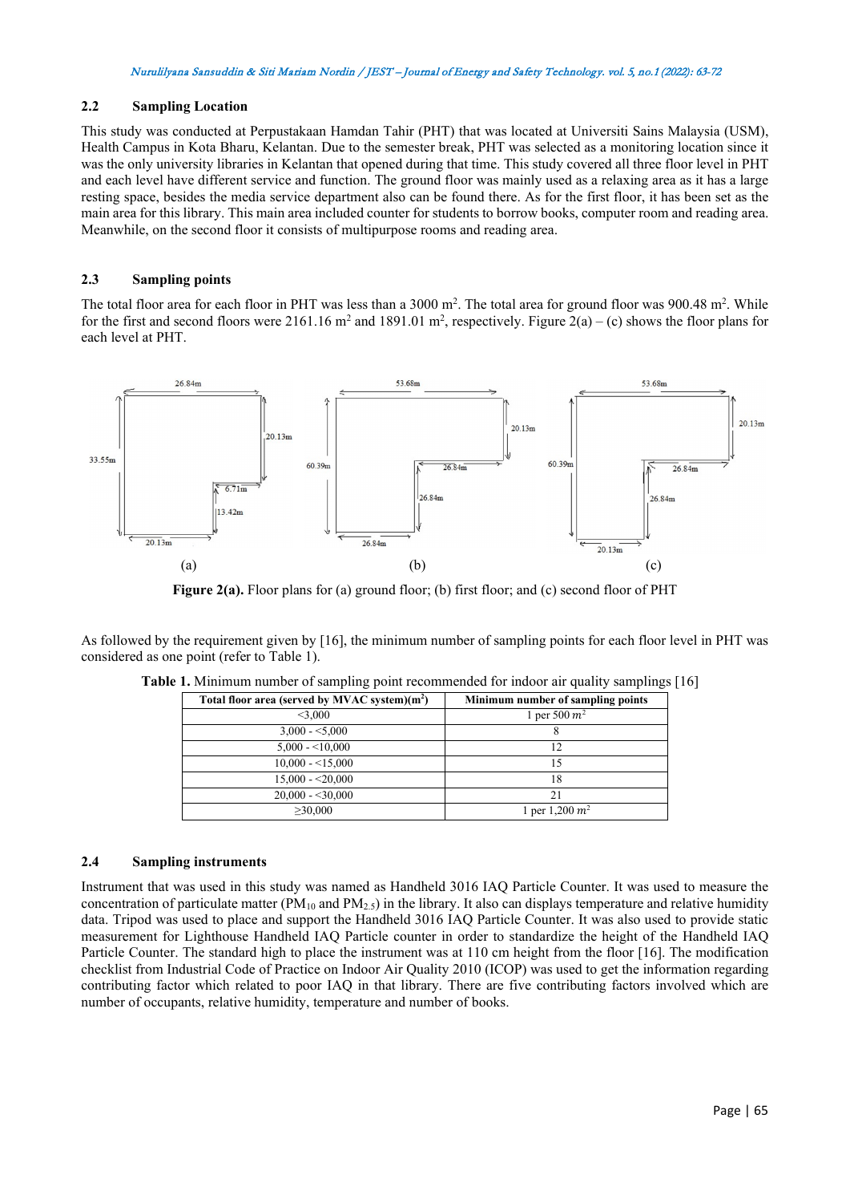### 2.2 Sampling Location

This study was conducted at Perpustakaan Hamdan Tahir (PHT) that was located at Universiti Sains Malaysia (USM), Health Campus in Kota Bharu, Kelantan. Due to the semester break, PHT was selected as a monitoring location since it was the only university libraries in Kelantan that opened during that time. This study covered all three floor level in PHT and each level have different service and function. The ground floor was mainly used as a relaxing area as it has a large resting space, besides the media service department also can be found there. As for the first floor, it has been set as the main area for this library. This main area included counter for students to borrow books, computer room and reading area. Meanwhile, on the second floor it consists of multipurpose rooms and reading area.

### 2.3 Sampling points

The total floor area for each floor in PHT was less than a 3000 $m^2$. The total area for ground floor was 900.48 $m^2$. While for the first and second floors were 2161.16 $m^2$ and 1891.01 $m^2$, respectively. Figure 2(a) – (c) shows the floor plans for each level at PHT.

**Figure 2(a).** Floor plans for (a) ground floor; (b) first floor; and (c) second floor of PHT

As followed by the requirement given by [16], the minimum number of sampling points for each floor level in PHT was considered as one point (refer to Table 1).

**Table 1.** Minimum number of sampling point recommended for indoor air quality samplings [16]

| Total floor area (served by MVAC system)($m^2$) | Minimum number of sampling points |
|---|---|
| <3,000 | 1 per 500 $m^2$ |
| 3,000 - <5,000 | 8 |
| 5,000 - <10,000 | 12 |
| 10,000 - <15,000 | 15 |
| 15,000 - <20,000 | 18 |
| 20,000 - <30,000 | 21 |
| ≥30,000 | 1 per 1,200 $m^2$ |

### 2.4 Sampling instruments

Instrument that was used in this study was named as Handheld 3016 IAQ Particle Counter. It was used to measure the concentration of particulate matter ($PM_{10}$ and $PM_{2.5}$) in the library. It also can displays temperature and relative humidity data. Tripod was used to place and support the Handheld 3016 IAQ Particle Counter. It was also used to provide static measurement for Lighthouse Handheld IAQ Particle counter in order to standardize the height of the Handheld IAQ Particle Counter. The standard high to place the instrument was at 110 cm height from the floor [16]. The modification checklist from Industrial Code of Practice on Indoor Air Quality 2010 (ICOP) was used to get the information regarding contributing factor which related to poor IAQ in that library. There are five contributing factors involved which are number of occupants, relative humidity, temperature and number of books.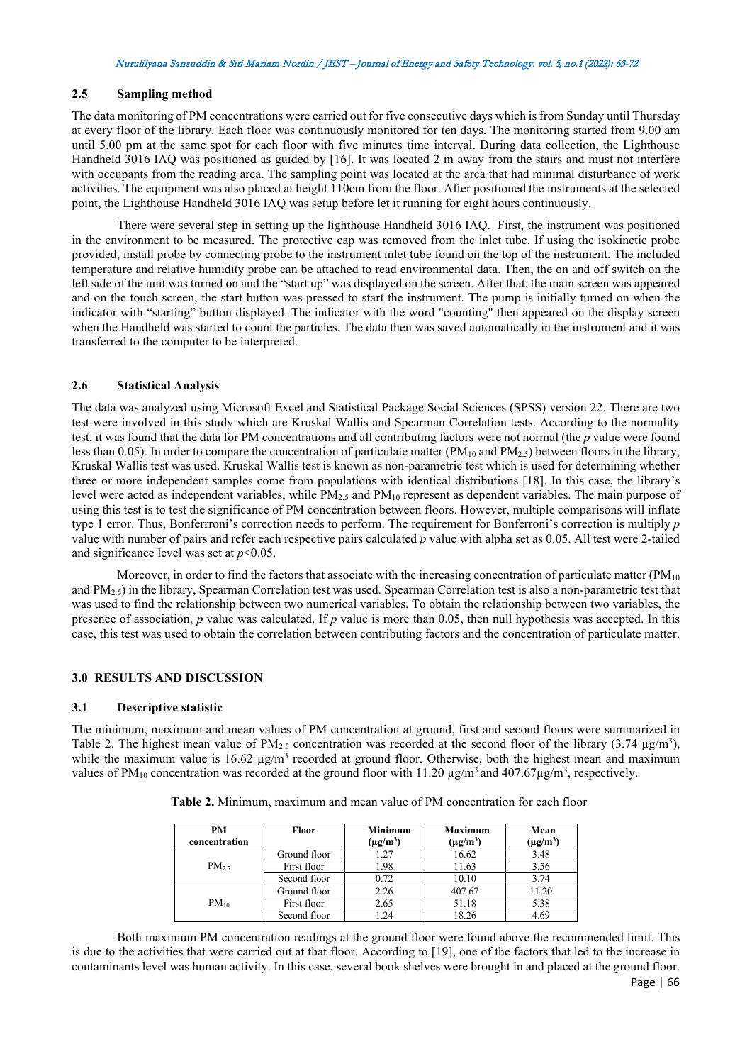### 2.5 Sampling method

The data monitoring of PM concentrations were carried out for five consecutive days which is from Sunday until Thursday at every floor of the library. Each floor was continuously monitored for ten days. The monitoring started from 9.00 am until 5.00 pm at the same spot for each floor with five minutes time interval. During data collection, the Lighthouse Handheld 3016 IAQ was positioned as guided by [16]. It was located 2 m away from the stairs and must not interfere with occupants from the reading area. The sampling point was located at the area that had minimal disturbance of work activities. The equipment was also placed at height 110cm from the floor. After positioned the instruments at the selected point, the Lighthouse Handheld 3016 IAQ was setup before let it running for eight hours continuously.

There were several step in setting up the lighthouse Handheld 3016 IAQ. First, the instrument was positioned in the environment to be measured. The protective cap was removed from the inlet tube. If using the isokinetic probe provided, install probe by connecting probe to the instrument inlet tube found on the top of the instrument. The included temperature and relative humidity probe can be attached to read environmental data. Then, the on and off switch on the left side of the unit was turned on and the "start up" was displayed on the screen. After that, the main screen was appeared and on the touch screen, the start button was pressed to start the instrument. The pump is initially turned on when the indicator with "starting" button displayed. The indicator with the word "counting" then appeared on the display screen when the Handheld was started to count the particles. The data then was saved automatically in the instrument and it was transferred to the computer to be interpreted.

### 2.6 Statistical Analysis

The data was analyzed using Microsoft Excel and Statistical Package Social Sciences (SPSS) version 22. There are two test were involved in this study which are Kruskal Wallis and Spearman Correlation tests. According to the normality test, it was found that the data for PM concentrations and all contributing factors were not normal (the *p* value were found less than 0.05). In order to compare the concentration of particulate matter ($PM_{10}$ and $PM_{2.5}$) between floors in the library, Kruskal Wallis test was used. Kruskal Wallis test is known as non-parametric test which is used for determining whether three or more independent samples come from populations with identical distributions [18]. In this case, the library's level were acted as independent variables, while $PM_{2.5}$ and $PM_{10}$ represent as dependent variables. The main purpose of using this test is to test the significance of PM concentration between floors. However, multiple comparisons will inflate type 1 error. Thus, Bonferrroni's correction needs to perform. The requirement for Bonferroni's correction is multiply *p* value with number of pairs and refer each respective pairs calculated *p* value with alpha set as 0.05. All test were 2-tailed and significance level was set at $p<0.05$.

Moreover, in order to find the factors that associate with the increasing concentration of particulate matter ($PM_{10}$ and $PM_{2.5}$) in the library, Spearman Correlation test was used. Spearman Correlation test is also a non-parametric test that was used to find the relationship between two numerical variables. To obtain the relationship between two variables, the presence of association, *p* value was calculated. If *p* value is more than 0.05, then null hypothesis was accepted. In this case, this test was used to obtain the correlation between contributing factors and the concentration of particulate matter.

## 3.0 RESULTS AND DISCUSSION

### 3.1 Descriptive statistic

The minimum, maximum and mean values of PM concentration at ground, first and second floors were summarized in Table 2. The highest mean value of $PM_{2.5}$ concentration was recorded at the second floor of the library (3.74 $\mu g/m^3$), while the maximum value is 16.62 $\mu g/m^3$ recorded at ground floor. Otherwise, both the highest mean and maximum values of $PM_{10}$ concentration was recorded at the ground floor with 11.20 $\mu g/m^3$ and 407.67$\mu g/m^3$, respectively.

**Table 2.** Minimum, maximum and mean value of PM concentration for each floor

| PM concentration | Floor | Minimum ($\mu g/m^3$) | Maximum ($\mu g/m^3$) | Mean ($\mu g/m^3$) |
|---|---|---|---|---|
| $PM_{2.5}$ | Ground floor | 1.27 | 16.62 | 3.48 |
| | First floor | 1.98 | 11.63 | 3.56 |
| | Second floor | 0.72 | 10.10 | 3.74 |
| $PM_{10}$ | Ground floor | 2.26 | 407.67 | 11.20 |
| | First floor | 2.65 | 51.18 | 5.38 |
| | Second floor | 1.24 | 18.26 | 4.69 |

Both maximum PM concentration readings at the ground floor were found above the recommended limit. This is due to the activities that were carried out at that floor. According to [19], one of the factors that led to the increase in contaminants level was human activity. In this case, several book shelves were brought in and placed at the ground floor.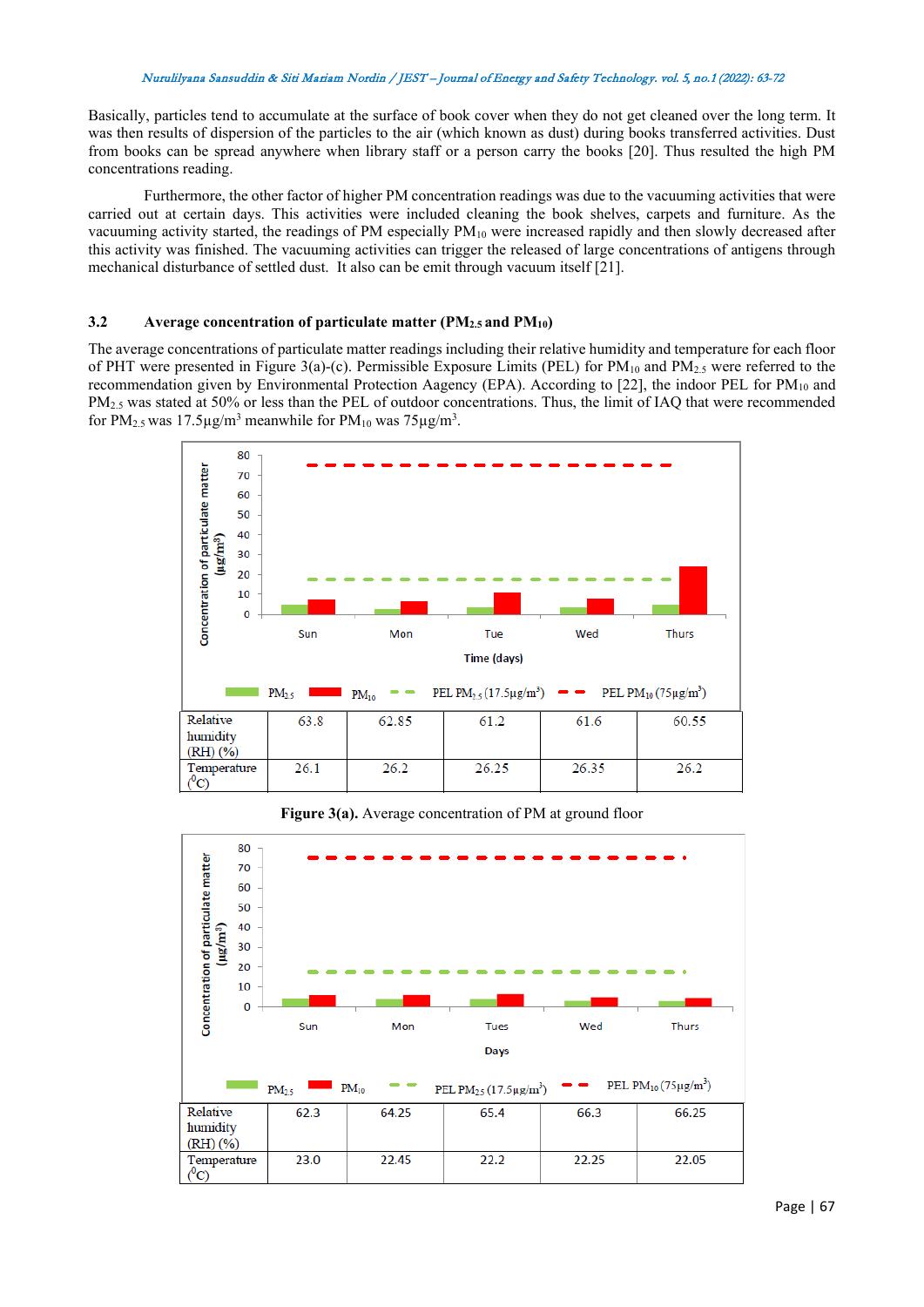Basically, particles tend to accumulate at the surface of book cover when they do not get cleaned over the long term. It was then results of dispersion of the particles to the air (which known as dust) during books transferred activities. Dust from books can be spread anywhere when library staff or a person carry the books [20]. Thus resulted the high PM concentrations reading.

Furthermore, the other factor of higher PM concentration readings was due to the vacuuming activities that were carried out at certain days. This activities were included cleaning the book shelves, carpets and furniture. As the vacuuming activity started, the readings of PM especially $PM_{10}$ were increased rapidly and then slowly decreased after this activity was finished. The vacuuming activities can trigger the released of large concentrations of antigens through mechanical disturbance of settled dust. It also can be emit through vacuum itself [21].

### 3.2 Average concentration of particulate matter ($PM_{2.5}$ and $PM_{10}$)

The average concentrations of particulate matter readings including their relative humidity and temperature for each floor of PHT were presented in Figure 3(a)-(c). Permissible Exposure Limits (PEL) for $PM_{10}$ and $PM_{2.5}$ were referred to the recommendation given by Environmental Protection Aagency (EPA). According to [22], the indoor PEL for $PM_{10}$ and $PM_{2.5}$ was stated at 50% or less than the PEL of outdoor concentrations. Thus, the limit of IAQ that were recommended for $PM_{2.5}$ was 17.5µg/m$^3$ meanwhile for $PM_{10}$ was 75µg/m$^3$.

| | Sun | Mon | Tue | Wed | Thurs |
|---|---|---|---|---|---|
| Relative humidity (RH) (%) | 63.8 | 62.85 | 61.2 | 61.6 | 60.55 |
| Temperature (°C) | 26.1 | 26.2 | 26.25 | 26.35 | 26.2 |

**Figure 3(a).** Average concentration of PM at ground floor

| | Sun | Mon | Tues | Wed | Thurs |
|---|---|---|---|---|---|
| Relative humidity (RH) (%) | 62.3 | 64.25 | 65.4 | 66.3 | 66.25 |
| Temperature (°C) | 23.0 | 22.45 | 22.2 | 22.25 | 22.05 |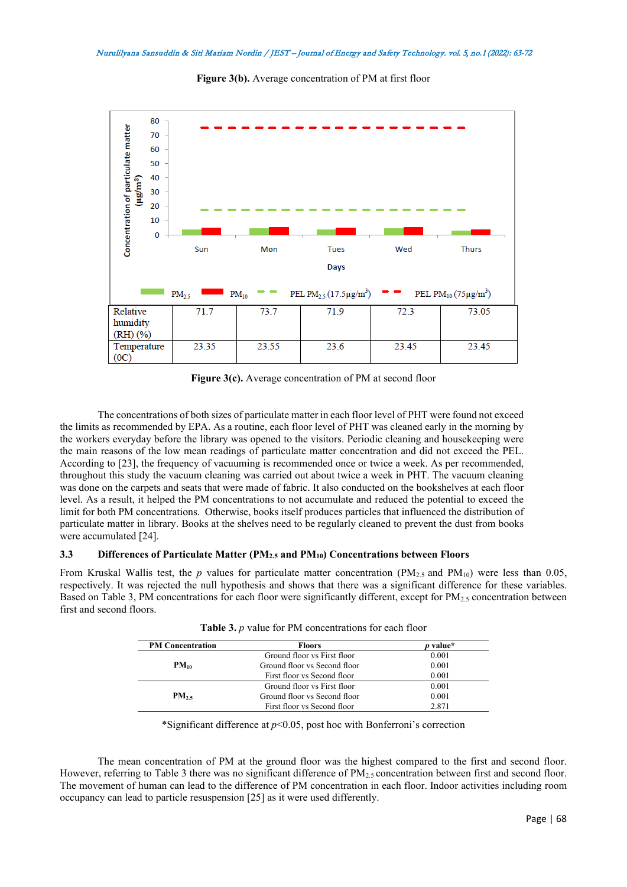**Figure 3(b).** Average concentration of PM at first floor

|  | Sun | Mon | Tues | Wed | Thurs |
|---|---|---|---|---|---|
| Relative humidity (RH) (%) | 71.7 | 73.7 | 71.9 | 72.3 | 73.05 |
| Temperature (0C) | 23.35 | 23.55 | 23.6 | 23.45 | 23.45 |

**Figure 3(c).** Average concentration of PM at second floor

The concentrations of both sizes of particulate matter in each floor level of PHT were found not exceed the limits as recommended by EPA. As a routine, each floor level of PHT was cleaned early in the morning by the workers everyday before the library was opened to the visitors. Periodic cleaning and housekeeping were the main reasons of the low mean readings of particulate matter concentration and did not exceed the PEL. According to [23], the frequency of vacuuming is recommended once or twice a week. As per recommended, throughout this study the vacuum cleaning was carried out about twice a week in PHT. The vacuum cleaning was done on the carpets and seats that were made of fabric. It also conducted on the bookshelves at each floor level. As a result, it helped the PM concentrations to not accumulate and reduced the potential to exceed the limit for both PM concentrations. Otherwise, books itself produces particles that influenced the distribution of particulate matter in library. Books at the shelves need to be regularly cleaned to prevent the dust from books were accumulated [24].

### 3.3 Differences of Particulate Matter ($PM_{2.5}$ and $PM_{10}$) Concentrations between Floors

From Kruskal Wallis test, the $p$ values for particulate matter concentration ($PM_{2.5}$ and $PM_{10}$) were less than 0.05, respectively. It was rejected the null hypothesis and shows that there was a significant difference for these variables. Based on Table 3, PM concentrations for each floor were significantly different, except for $PM_{2.5}$ concentration between first and second floors.

**Table 3.** $p$ value for PM concentrations for each floor

| PM Concentration | Floors | $p$ value* |
|---|---|---|
| $PM_{10}$ | Ground floor vs First floor | 0.001 |
| | Ground floor vs Second floor | 0.001 |
| | First floor vs Second floor | 0.001 |
| $PM_{2.5}$ | Ground floor vs First floor | 0.001 |
| | Ground floor vs Second floor | 0.001 |
| | First floor vs Second floor | 2.871 |

*Significant difference at $p$<0.05, post hoc with Bonferroni's correction

The mean concentration of PM at the ground floor was the highest compared to the first and second floor. However, referring to Table 3 there was no significant difference of $PM_{2.5}$ concentration between first and second floor. The movement of human can lead to the difference of PM concentration in each floor. Indoor activities including room occupancy can lead to particle resuspension [25] as it were used differently.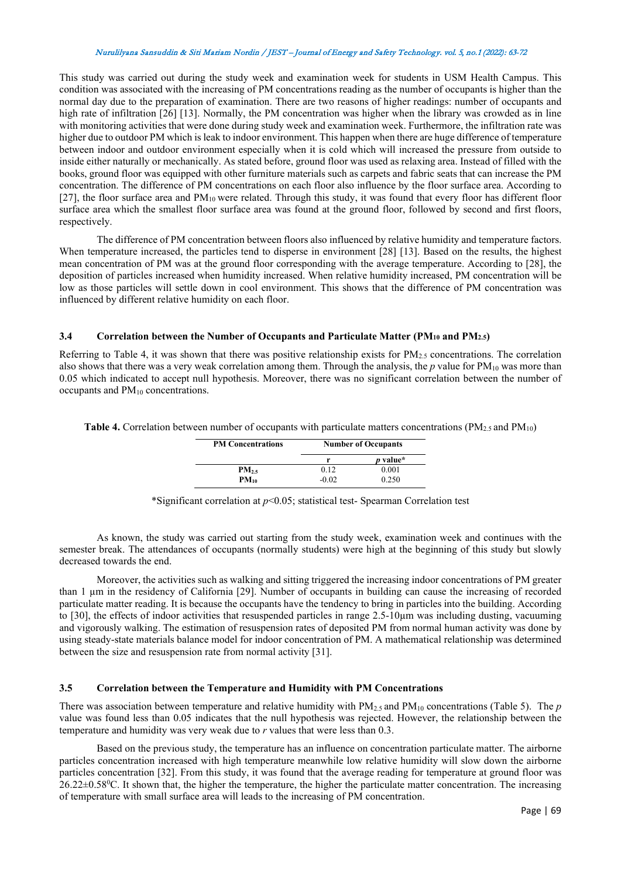This study was carried out during the study week and examination week for students in USM Health Campus. This condition was associated with the increasing of PM concentrations reading as the number of occupants is higher than the normal day due to the preparation of examination. There are two reasons of higher readings: number of occupants and high rate of infiltration [26] [13]. Normally, the PM concentration was higher when the library was crowded as in line with monitoring activities that were done during study week and examination week. Furthermore, the infiltration rate was higher due to outdoor PM which is leak to indoor environment. This happen when there are huge difference of temperature between indoor and outdoor environment especially when it is cold which will increased the pressure from outside to inside either naturally or mechanically. As stated before, ground floor was used as relaxing area. Instead of filled with the books, ground floor was equipped with other furniture materials such as carpets and fabric seats that can increase the PM concentration. The difference of PM concentrations on each floor also influence by the floor surface area. According to [27], the floor surface area and $PM_{10}$ were related. Through this study, it was found that every floor has different floor surface area which the smallest floor surface area was found at the ground floor, followed by second and first floors, respectively.

The difference of PM concentration between floors also influenced by relative humidity and temperature factors. When temperature increased, the particles tend to disperse in environment [28] [13]. Based on the results, the highest mean concentration of PM was at the ground floor corresponding with the average temperature. According to [28], the deposition of particles increased when humidity increased. When relative humidity increased, PM concentration will be low as those particles will settle down in cool environment. This shows that the difference of PM concentration was influenced by different relative humidity on each floor.

### 3.4 Correlation between the Number of Occupants and Particulate Matter ($PM_{10}$ and $PM_{2.5}$)

Referring to Table 4, it was shown that there was positive relationship exists for $PM_{2.5}$ concentrations. The correlation also shows that there was a very weak correlation among them. Through the analysis, the *p* value for $PM_{10}$ was more than 0.05 which indicated to accept null hypothesis. Moreover, there was no significant correlation between the number of occupants and $PM_{10}$ concentrations.

**Table 4.** Correlation between number of occupants with particulate matters concentrations ($PM_{2.5}$ and $PM_{10}$)

| PM Concentrations | Number of Occupants | |
|---|---|---|
| | r | *p* value* |
| **$PM_{2.5}$** | 0.12 | 0.001 |
| **$PM_{10}$** | -0.02 | 0.250 |

*Significant correlation at $p<0.05$; statistical test- Spearman Correlation test

As known, the study was carried out starting from the study week, examination week and continues with the semester break. The attendances of occupants (normally students) were high at the beginning of this study but slowly decreased towards the end.

Moreover, the activities such as walking and sitting triggered the increasing indoor concentrations of PM greater than 1 µm in the residency of California [29]. Number of occupants in building can cause the increasing of recorded particulate matter reading. It is because the occupants have the tendency to bring in particles into the building. According to [30], the effects of indoor activities that resuspended particles in range 2.5-10µm was including dusting, vacuuming and vigorously walking. The estimation of resuspension rates of deposited PM from normal human activity was done by using steady-state materials balance model for indoor concentration of PM. A mathematical relationship was determined between the size and resuspension rate from normal activity [31].

### 3.5 Correlation between the Temperature and Humidity with PM Concentrations

There was association between temperature and relative humidity with $PM_{2.5}$ and $PM_{10}$ concentrations (Table 5). The *p* value was found less than 0.05 indicates that the null hypothesis was rejected. However, the relationship between the temperature and humidity was very weak due to *r* values that were less than 0.3.

Based on the previous study, the temperature has an influence on concentration particulate matter. The airborne particles concentration increased with high temperature meanwhile low relative humidity will slow down the airborne particles concentration [32]. From this study, it was found that the average reading for temperature at ground floor was $26.22\pm0.58^{0}$C. It shown that, the higher the temperature, the higher the particulate matter concentration. The increasing of temperature with small surface area will leads to the increasing of PM concentration.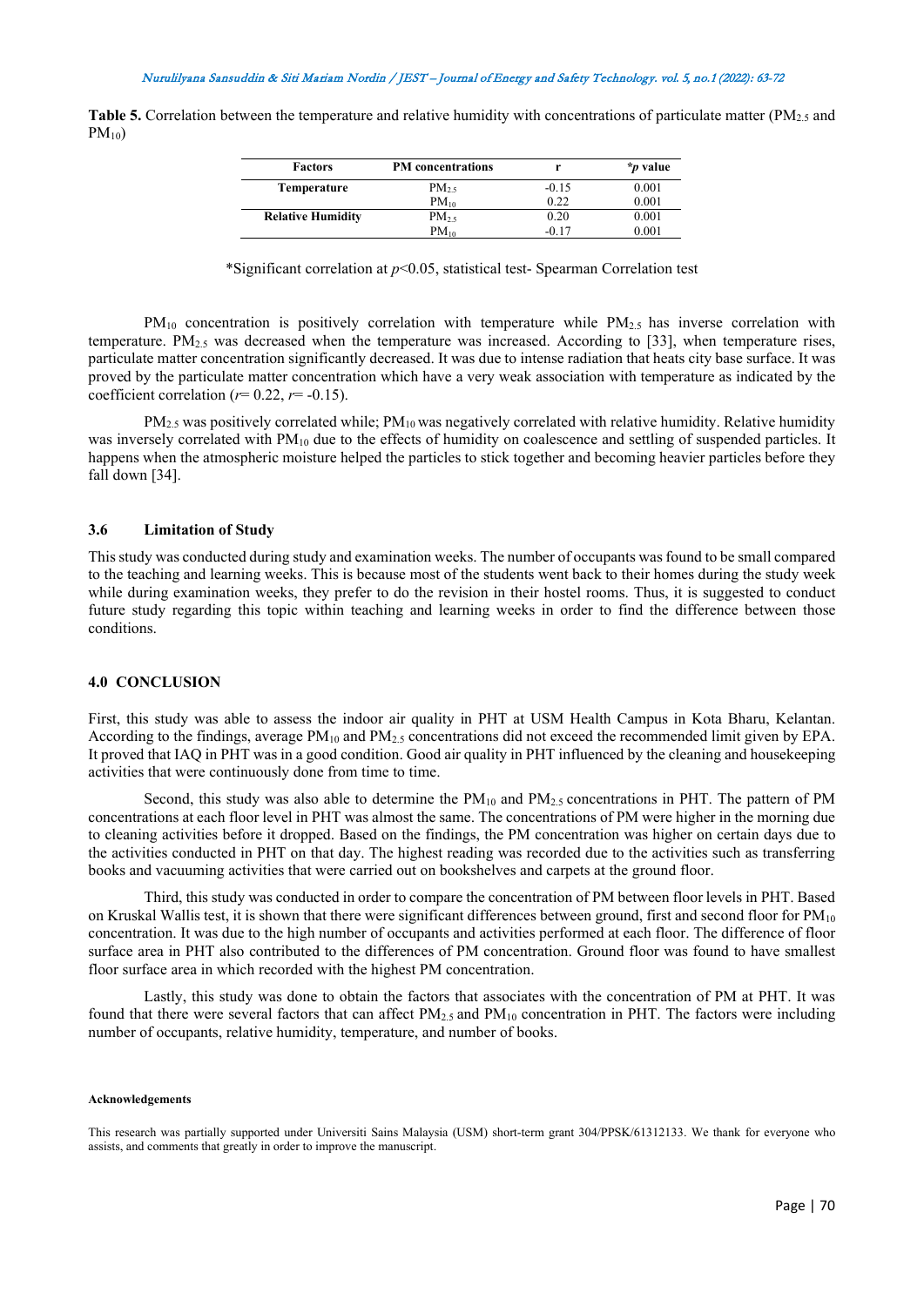**Table 5.** Correlation between the temperature and relative humidity with concentrations of particulate matter ($PM_{2.5}$ and $PM_{10}$)

| Factors | PM concentrations | r | *p value |
|---|---|---|---|
| **Temperature** | $PM_{2.5}$ | -0.15 | 0.001 |
| | $PM_{10}$ | 0.22 | 0.001 |
| **Relative Humidity** | $PM_{2.5}$ | 0.20 | 0.001 |
| | $PM_{10}$ | -0.17 | 0.001 |

*Significant correlation at $p<0.05$, statistical test- Spearman Correlation test

$PM_{10}$ concentration is positively correlation with temperature while $PM_{2.5}$ has inverse correlation with temperature. $PM_{2.5}$ was decreased when the temperature was increased. According to [33], when temperature rises, particulate matter concentration significantly decreased. It was due to intense radiation that heats city base surface. It was proved by the particulate matter concentration which have a very weak association with temperature as indicated by the coefficient correlation ($r$= 0.22, $r$= -0.15).

$PM_{2.5}$ was positively correlated while; $PM_{10}$ was negatively correlated with relative humidity. Relative humidity was inversely correlated with $PM_{10}$ due to the effects of humidity on coalescence and settling of suspended particles. It happens when the atmospheric moisture helped the particles to stick together and becoming heavier particles before they fall down [34].

### 3.6 Limitation of Study

This study was conducted during study and examination weeks. The number of occupants was found to be small compared to the teaching and learning weeks. This is because most of the students went back to their homes during the study week while during examination weeks, they prefer to do the revision in their hostel rooms. Thus, it is suggested to conduct future study regarding this topic within teaching and learning weeks in order to find the difference between those conditions.

## 4.0 CONCLUSION

First, this study was able to assess the indoor air quality in PHT at USM Health Campus in Kota Bharu, Kelantan. According to the findings, average $PM_{10}$ and $PM_{2.5}$ concentrations did not exceed the recommended limit given by EPA. It proved that IAQ in PHT was in a good condition. Good air quality in PHT influenced by the cleaning and housekeeping activities that were continuously done from time to time.

Second, this study was also able to determine the $PM_{10}$ and $PM_{2.5}$ concentrations in PHT. The pattern of PM concentrations at each floor level in PHT was almost the same. The concentrations of PM were higher in the morning due to cleaning activities before it dropped. Based on the findings, the PM concentration was higher on certain days due to the activities conducted in PHT on that day. The highest reading was recorded due to the activities such as transferring books and vacuuming activities that were carried out on bookshelves and carpets at the ground floor.

Third, this study was conducted in order to compare the concentration of PM between floor levels in PHT. Based on Kruskal Wallis test, it is shown that there were significant differences between ground, first and second floor for $PM_{10}$ concentration. It was due to the high number of occupants and activities performed at each floor. The difference of floor surface area in PHT also contributed to the differences of PM concentration. Ground floor was found to have smallest floor surface area in which recorded with the highest PM concentration.

Lastly, this study was done to obtain the factors that associates with the concentration of PM at PHT. It was found that there were several factors that can affect $PM_{2.5}$ and $PM_{10}$ concentration in PHT. The factors were including number of occupants, relative humidity, temperature, and number of books.

#### Acknowledgements

This research was partially supported under Universiti Sains Malaysia (USM) short-term grant 304/PPSK/61312133. We thank for everyone who assists, and comments that greatly in order to improve the manuscript.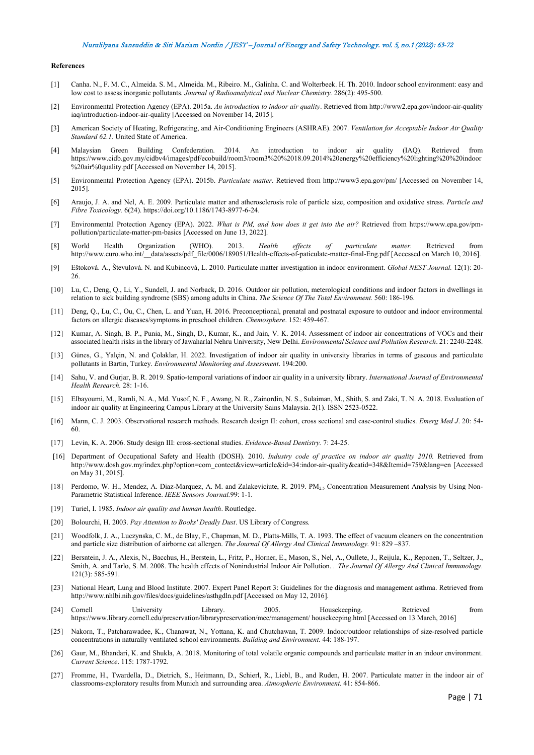**References**

[1] Canha. N., F. M. C., Almeida. S. M., Almeida. M., Ribeiro. M., Galinha. C. and Wolterbeek. H. Th. 2010. Indoor school environment: easy and low cost to assess inorganic pollutants. *Journal of Radioanalytical and Nuclear Chemistry.* 286(2): 495-500.

[2] Environmental Protection Agency (EPA). 2015a. *An introduction to indoor air quality*. Retrieved from http://www2.epa.gov/indoor-air-quality iaq/introduction-indoor-air-quality [Accessed on November 14, 2015].

[3] American Society of Heating, Refrigerating, and Air-Conditioning Engineers (ASHRAE). 2007. *Ventilation for Acceptable Indoor Air Quality Standard 62.1.* United State of America.

[4] Malaysian Green Building Confederation. 2014. An introduction to indoor air quality (IAQ). Retrieved from https://www.cidb.gov.my/cidbv4/images/pdf/ecobuild/room3/room3%20%2018.09.2014%20energy%20efficiency%20lighting%20%20indoor %20air%0quality.pdf [Accessed on November 14, 2015].

[5] Environmental Protection Agency (EPA). 2015b. *Particulate matter*. Retrieved from http://www3.epa.gov/pm/ [Accessed on November 14, 2015].

[6] Araujo, J. A. and Nel, A. E. 2009. Particulate matter and atherosclerosis role of particle size, composition and oxidative stress. *Particle and Fibre Toxicology.* 6(24). https://doi.org/10.1186/1743-8977-6-24.

[7] Environmental Protection Agency (EPA). 2022. *What is PM, and how does it get into the air?* Retrieved from https://www.epa.gov/pm-pollution/particulate-matter-pm-basics [Accessed on June 13, 2022].

[8] World Health Organization (WHO). 2013. *Health effects of particulate matter.* Retrieved from http://www.euro.who.int/__data/assets/pdf_file/0006/189051/Health-effects-of-paticulate-matter-final-Eng.pdf [Accessed on March 10, 2016].

[9] Eštoková. A., Števulová. N. and Kubincová, L. 2010. Particulate matter investigation in indoor environment. *Global NEST Journal.* 12(1): 20-26.

[10] Lu, C., Deng, Q., Li, Y., Sundell, J. and Norback, D. 2016. Outdoor air pollution, meterological conditions and indoor factors in dwellings in relation to sick building syndrome (SBS) among adults in China. *The Science Of The Total Environment.* 560: 186-196.

[11] Deng, Q., Lu, C., Ou, C., Chen, L. and Yuan, H. 2016. Preconceptional, prenatal and postnatal exposure to outdoor and indoor environmental factors on allergic diseases/symptoms in preschool children. *Chemosphere*. 152: 459-467.

[12] Kumar, A. Singh, B. P., Punia, M., Singh, D., Kumar, K., and Jain, V. K. 2014. Assessment of indoor air concentrations of VOCs and their associated health risks in the library of Jawaharlal Nehru University, New Delhi. *Environmental Science and Pollution Research*. 21: 2240-2248.

[13] Günes, G., Yalçin, N. and Çolaklar, H. 2022. Investigation of indoor air quality in university libraries in terms of gaseous and particulate pollutants in Bartin, Turkey. *Environmental Monitoring and Assessment*. 194:200.

[14] Sahu, V. and Gurjar, B. R. 2019. Spatio-temporal variations of indoor air quality in a university library. *International Journal of Environmental Health Research.* 28: 1-16.

[15] Elbayoumi, M., Ramli, N. A., Md. Yusof, N. F., Awang, N. R., Zainordin, N. S., Sulaiman, M., Shith, S. and Zaki, T. N. A. 2018. Evaluation of indoor air quality at Engineering Campus Library at the University Sains Malaysia. 2(1). ISSN 2523-0522.

[16] Mann, C. J. 2003. Observational research methods. Research design II: cohort, cross sectional and case-control studies. *Emerg Med J*. 20: 54-60.

[17] Levin, K. A. 2006. Study design III: cross-sectional studies. *Evidence-Based Dentistry.* 7: 24-25.

[16] Department of Occupational Safety and Health (DOSH). 2010. *Industry code of practice on indoor air quality 2010.* Retrieved from http://www.dosh.gov.my/index.php?option=com_contect&view=article&id=34:indor-air-quality&catid=348&Itemid=759&lang=en [Accessed on May 31, 2015].

[18] Perdomo, W. H., Mendez, A. Diaz-Marquez, A. M. and Zalakeviciute, R. 2019. $PM_{2.5}$ Concentration Measurement Analysis by Using Non-Parametric Statistical Inference. *IEEE Sensors Journal.*99: 1-1.

[19] Turiel, I. 1985. *Indoor air quality and human health*. Routledge.

[20] Bolourchi, H. 2003. *Pay Attention to Books' Deadly Dust*. US Library of Congress.

[21] Woodfolk, J. A., Luczynska, C. M., de Blay, F., Chapman, M. D., Platts-Mills, T. A. 1993. The effect of vacuum cleaners on the concentration and particle size distribution of airborne cat allergen. *The Journal Of Allergy And Clinical Immunology.* 91: 829 –837.

[22] Bersntein, J. A., Alexis, N., Bacchus, H., Berstein, L., Fritz, P., Horner, E., Mason, S., Nel, A., Oullete, J., Reijula, K., Reponen, T., Seltzer, J., Smith, A. and Tarlo, S. M. 2008. The health effects of Nonindustrial Indoor Air Pollution. . *The Journal Of Allergy And Clinical Immunology.* 121(3): 585-591.

[23] National Heart, Lung and Blood Institute. 2007. Expert Panel Report 3: Guidelines for the diagnosis and management asthma. Retrieved from http://www.nhlbi.nih.gov/files/docs/guidelines/asthgdln.pdf [Accessed on May 12, 2016].

[24] Cornell University Library. 2005. Housekeeping. Retrieved from https://www.library.cornell.edu/preservation/librarypreservation/mee/management/ housekeeping.html [Accessed on 13 March, 2016]

[25] Nakorn, T., Patcharawadee, K., Chanawat, N., Yottana, K. and Chutchawan, T. 2009. Indoor/outdoor relationships of size-resolved particle concentrations in naturally ventilated school environments. *Building and Environment*. 44: 188-197.

[26] Gaur, M., Bhandari, K. and Shukla, A. 2018. Monitoring of total volatile organic compounds and particulate matter in an indoor environment. *Current Science*. 115: 1787-1792.

[27] Fromme, H., Twardella, D., Dietrich, S., Heitmann, D., Schierl, R., Liebl, B., and Ruden, H. 2007. Particulate matter in the indoor air of classrooms-exploratory results from Munich and surrounding area. *Atmospheric Environment.* 41: 854-866.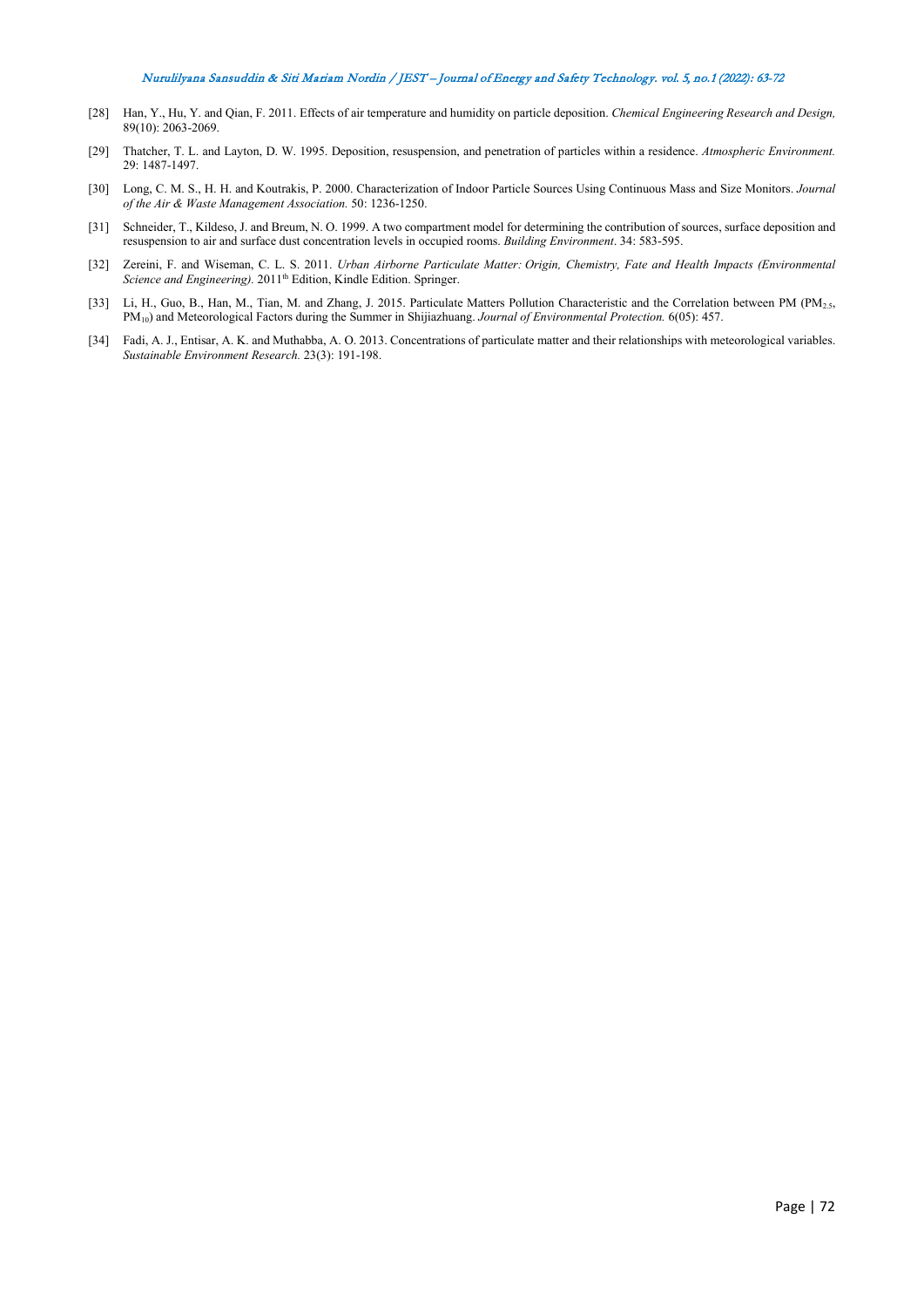[28] Han, Y., Hu, Y. and Qian, F. 2011. Effects of air temperature and humidity on particle deposition. *Chemical Engineering Research and Design,* 89(10): 2063-2069.

[29] Thatcher, T. L. and Layton, D. W. 1995. Deposition, resuspension, and penetration of particles within a residence. *Atmospheric Environment.* 29: 1487-1497.

[30] Long, C. M. S., H. H. and Koutrakis, P. 2000. Characterization of Indoor Particle Sources Using Continuous Mass and Size Monitors. *Journal of the Air & Waste Management Association.* 50: 1236-1250.

[31] Schneider, T., Kildeso, J. and Breum, N. O. 1999. A two compartment model for determining the contribution of sources, surface deposition and resuspension to air and surface dust concentration levels in occupied rooms. *Building Environment*. 34: 583-595.

[32] Zereini, F. and Wiseman, C. L. S. 2011. *Urban Airborne Particulate Matter: Origin, Chemistry, Fate and Health Impacts (Environmental Science and Engineering).* 2011th Edition, Kindle Edition. Springer.

[33] Li, H., Guo, B., Han, M., Tian, M. and Zhang, J. 2015. Particulate Matters Pollution Characteristic and the Correlation between PM ($PM_{2.5}$, $PM_{10}$) and Meteorological Factors during the Summer in Shijiazhuang. *Journal of Environmental Protection.* 6(05): 457.

[34] Fadi, A. J., Entisar, A. K. and Muthabba, A. O. 2013. Concentrations of particulate matter and their relationships with meteorological variables. *Sustainable Environment Research.* 23(3): 191-198.